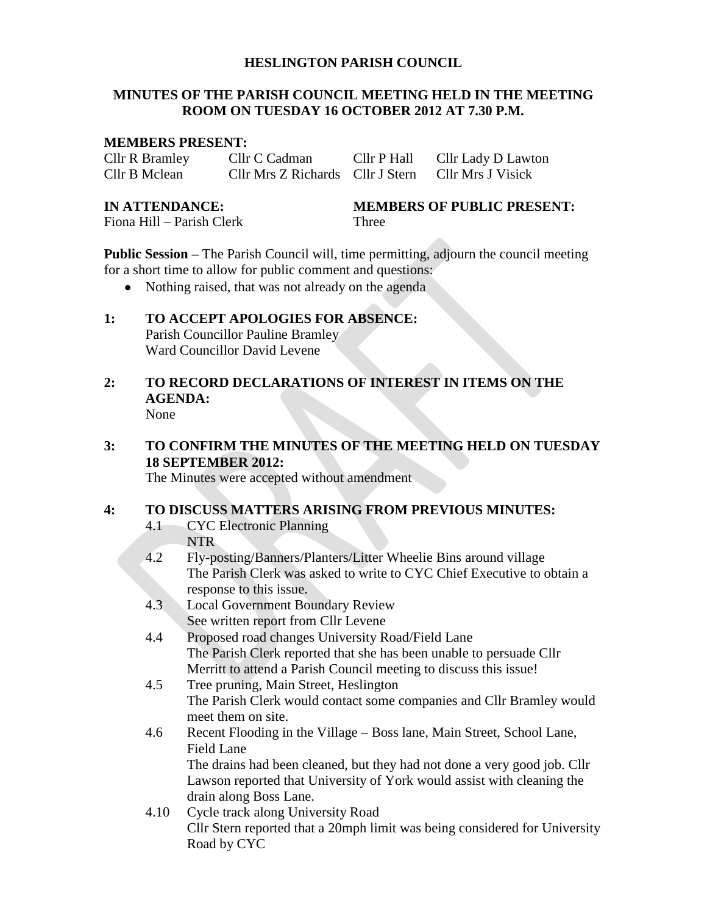# HESLINGTON PARISH COUNCIL

## MINUTES OF THE PARISH COUNCIL MEETING HELD IN THE MEETING ROOM ON TUESDAY 16 OCTOBER 2012 AT 7.30 P.M.

**MEMBERS PRESENT:**

| | | | |
|---|---|---|---|
| Cllr R Bramley | Cllr C Cadman | Cllr P Hall | Cllr Lady D Lawton |
| Cllr B Mclean | Cllr Mrs Z Richards | Cllr J Stern | Cllr Mrs J Visick |

**IN ATTENDANCE:**
Fiona Hill – Parish Clerk

**MEMBERS OF PUBLIC PRESENT:**
Three

**Public Session –** The Parish Council will, time permitting, adjourn the council meeting for a short time to allow for public comment and questions:

- Nothing raised, that was not already on the agenda

**1: TO ACCEPT APOLOGIES FOR ABSENCE:**
Parish Councillor Pauline Bramley
Ward Councillor David Levene

**2: TO RECORD DECLARATIONS OF INTEREST IN ITEMS ON THE AGENDA:**
None

**3: TO CONFIRM THE MINUTES OF THE MEETING HELD ON TUESDAY 18 SEPTEMBER 2012:**
The Minutes were accepted without amendment

**4: TO DISCUSS MATTERS ARISING FROM PREVIOUS MINUTES:**

4.1 CYC Electronic Planning
NTR

4.2 Fly-posting/Banners/Planters/Litter Wheelie Bins around village
The Parish Clerk was asked to write to CYC Chief Executive to obtain a response to this issue.

4.3 Local Government Boundary Review
See written report from Cllr Levene

4.4 Proposed road changes University Road/Field Lane
The Parish Clerk reported that she has been unable to persuade Cllr Merritt to attend a Parish Council meeting to discuss this issue!

4.5 Tree pruning, Main Street, Heslington
The Parish Clerk would contact some companies and Cllr Bramley would meet them on site.

4.6 Recent Flooding in the Village – Boss lane, Main Street, School Lane, Field Lane
The drains had been cleaned, but they had not done a very good job. Cllr Lawson reported that University of York would assist with cleaning the drain along Boss Lane.

4.10 Cycle track along University Road
Cllr Stern reported that a 20mph limit was being considered for University Road by CYC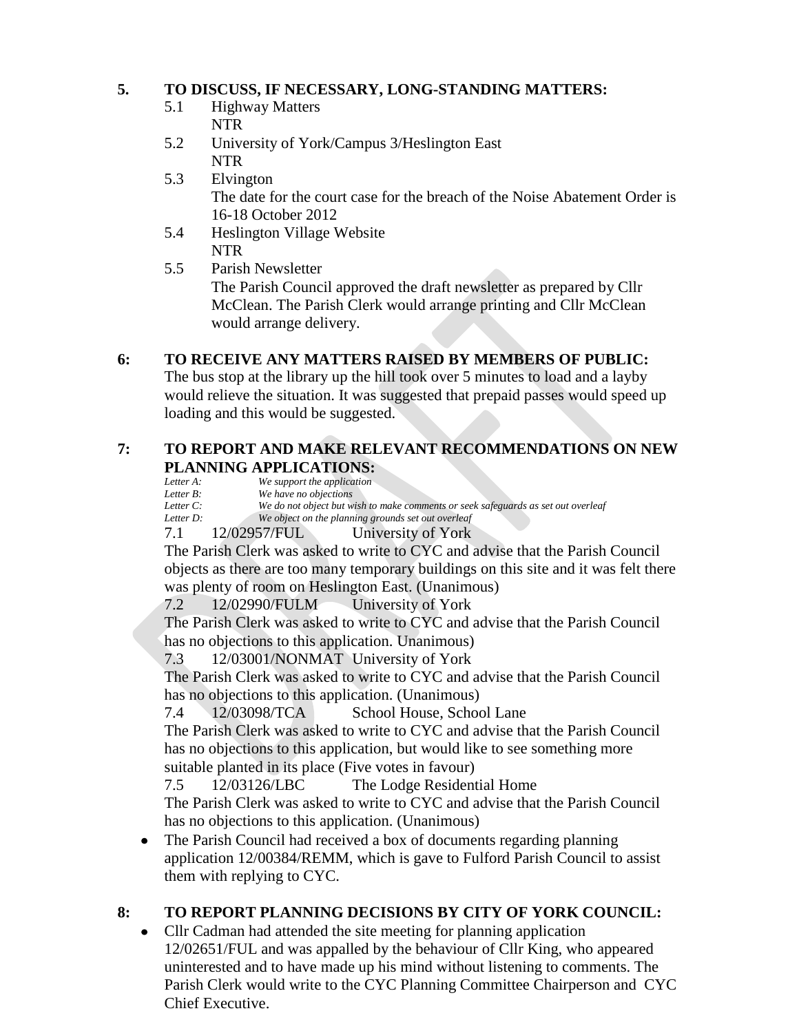## 5. TO DISCUSS, IF NECESSARY, LONG-STANDING MATTERS:

5.1 Highway Matters
NTR

5.2 University of York/Campus 3/Heslington East
NTR

5.3 Elvington
The date for the court case for the breach of the Noise Abatement Order is 16-18 October 2012

5.4 Heslington Village Website
NTR

5.5 Parish Newsletter
The Parish Council approved the draft newsletter as prepared by Cllr McClean. The Parish Clerk would arrange printing and Cllr McClean would arrange delivery.

## 6: TO RECEIVE ANY MATTERS RAISED BY MEMBERS OF PUBLIC:

The bus stop at the library up the hill took over 5 minutes to load and a layby would relieve the situation. It was suggested that prepaid passes would speed up loading and this would be suggested.

## 7: TO REPORT AND MAKE RELEVANT RECOMMENDATIONS ON NEW PLANNING APPLICATIONS:

*Letter A: We support the application*
*Letter B: We have no objections*
*Letter C: We do not object but wish to make comments or seek safeguards as set out overleaf*
*Letter D: We object on the planning grounds set out overleaf*

7.1 12/02957/FUL University of York
The Parish Clerk was asked to write to CYC and advise that the Parish Council objects as there are too many temporary buildings on this site and it was felt there was plenty of room on Heslington East. (Unanimous)

7.2 12/02990/FULM University of York
The Parish Clerk was asked to write to CYC and advise that the Parish Council has no objections to this application. Unanimous)

7.3 12/03001/NONMAT University of York
The Parish Clerk was asked to write to CYC and advise that the Parish Council has no objections to this application. (Unanimous)

7.4 12/03098/TCA School House, School Lane
The Parish Clerk was asked to write to CYC and advise that the Parish Council has no objections to this application, but would like to see something more suitable planted in its place (Five votes in favour)

7.5 12/03126/LBC The Lodge Residential Home
The Parish Clerk was asked to write to CYC and advise that the Parish Council has no objections to this application. (Unanimous)

- The Parish Council had received a box of documents regarding planning application 12/00384/REMM, which is gave to Fulford Parish Council to assist them with replying to CYC.

## 8: TO REPORT PLANNING DECISIONS BY CITY OF YORK COUNCIL:

- Cllr Cadman had attended the site meeting for planning application 12/02651/FUL and was appalled by the behaviour of Cllr King, who appeared uninterested and to have made up his mind without listening to comments. The Parish Clerk would write to the CYC Planning Committee Chairperson and CYC Chief Executive.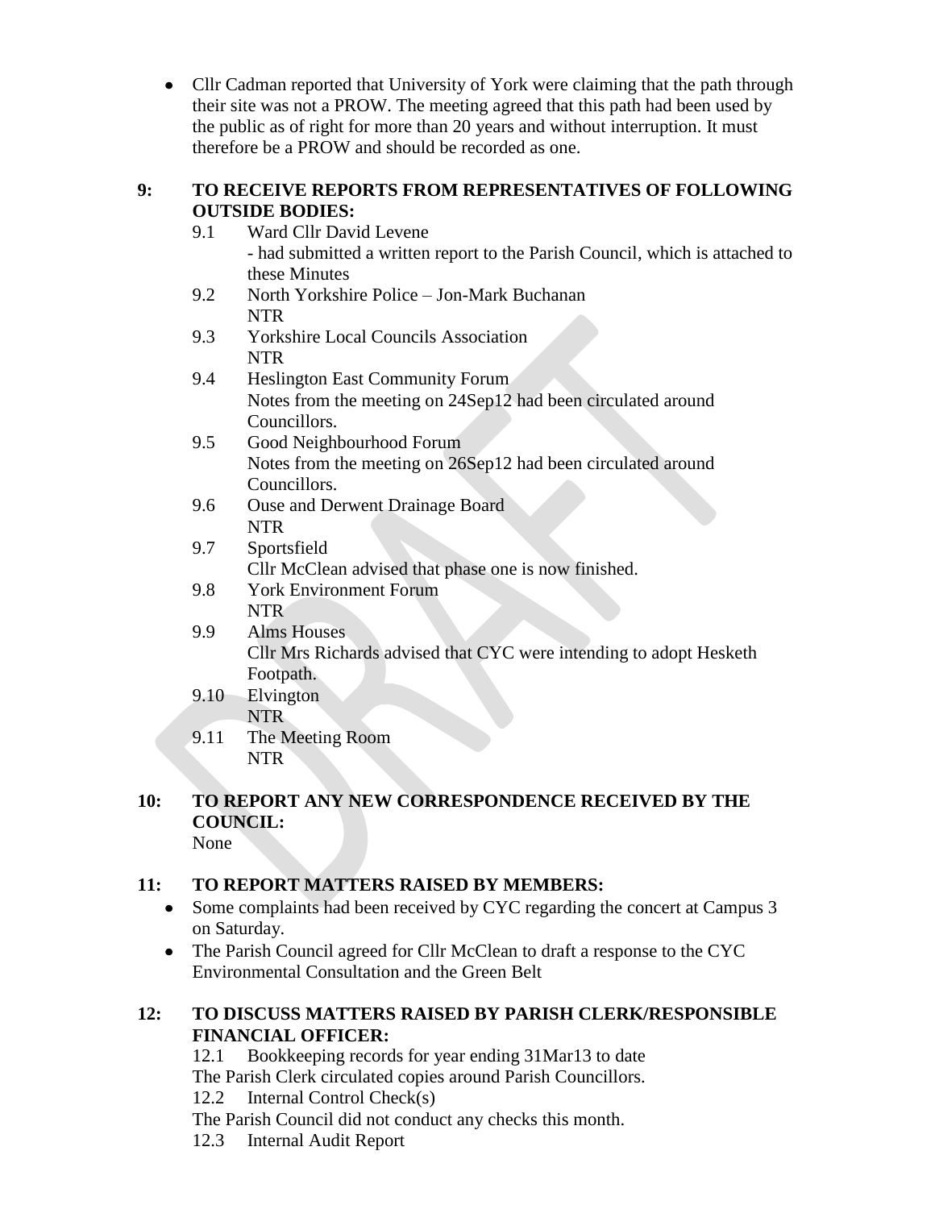- Cllr Cadman reported that University of York were claiming that the path through their site was not a PROW. The meeting agreed that this path had been used by the public as of right for more than 20 years and without interruption. It must therefore be a PROW and should be recorded as one.

**9: TO RECEIVE REPORTS FROM REPRESENTATIVES OF FOLLOWING OUTSIDE BODIES:**

9.1 Ward Cllr David Levene
- had submitted a written report to the Parish Council, which is attached to these Minutes

9.2 North Yorkshire Police – Jon-Mark Buchanan
NTR

9.3 Yorkshire Local Councils Association
NTR

9.4 Heslington East Community Forum
Notes from the meeting on 24Sep12 had been circulated around Councillors.

9.5 Good Neighbourhood Forum
Notes from the meeting on 26Sep12 had been circulated around Councillors.

9.6 Ouse and Derwent Drainage Board
NTR

9.7 Sportsfield
Cllr McClean advised that phase one is now finished.

9.8 York Environment Forum
NTR

9.9 Alms Houses
Cllr Mrs Richards advised that CYC were intending to adopt Hesketh Footpath.

9.10 Elvington
NTR

9.11 The Meeting Room
NTR

**10: TO REPORT ANY NEW CORRESPONDENCE RECEIVED BY THE COUNCIL:**

None

**11: TO REPORT MATTERS RAISED BY MEMBERS:**

- Some complaints had been received by CYC regarding the concert at Campus 3 on Saturday.
- The Parish Council agreed for Cllr McClean to draft a response to the CYC Environmental Consultation and the Green Belt

**12: TO DISCUSS MATTERS RAISED BY PARISH CLERK/RESPONSIBLE FINANCIAL OFFICER:**

12.1 Bookkeeping records for year ending 31Mar13 to date
The Parish Clerk circulated copies around Parish Councillors.

12.2 Internal Control Check(s)
The Parish Council did not conduct any checks this month.

12.3 Internal Audit Report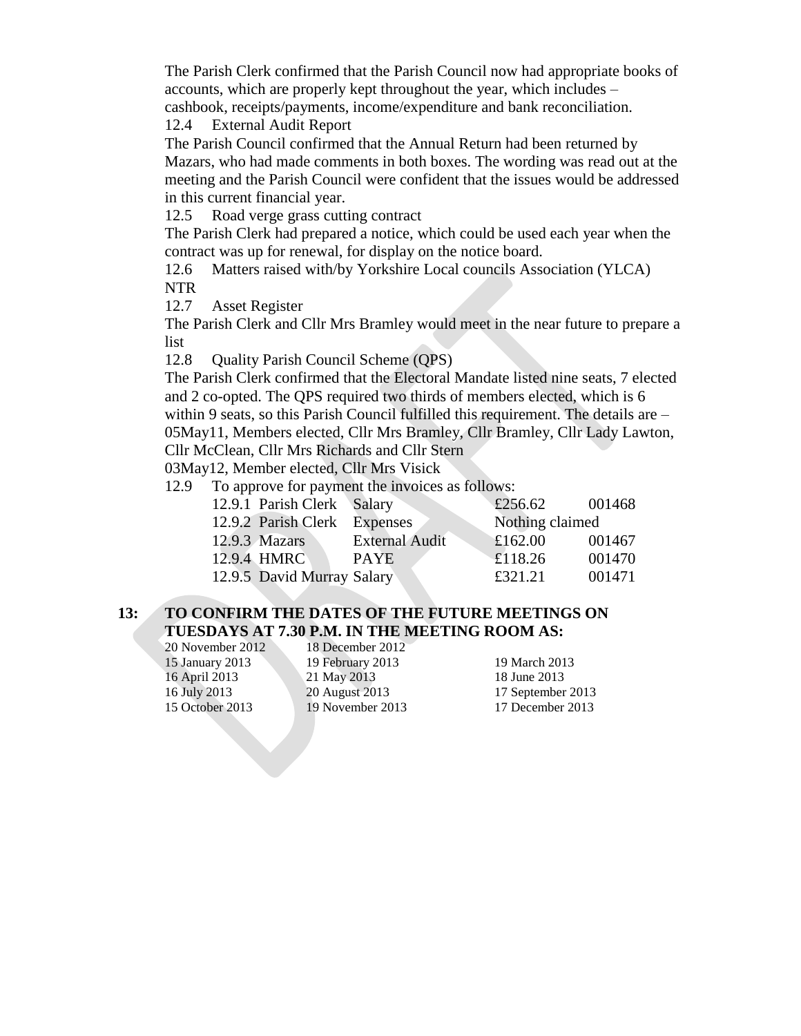The Parish Clerk confirmed that the Parish Council now had appropriate books of accounts, which are properly kept throughout the year, which includes – cashbook, receipts/payments, income/expenditure and bank reconciliation.

12.4 External Audit Report

The Parish Council confirmed that the Annual Return had been returned by Mazars, who had made comments in both boxes. The wording was read out at the meeting and the Parish Council were confident that the issues would be addressed in this current financial year.

12.5 Road verge grass cutting contract

The Parish Clerk had prepared a notice, which could be used each year when the contract was up for renewal, for display on the notice board.

12.6 Matters raised with/by Yorkshire Local councils Association (YLCA)

NTR

12.7 Asset Register

The Parish Clerk and Cllr Mrs Bramley would meet in the near future to prepare a list

12.8 Quality Parish Council Scheme (QPS)

The Parish Clerk confirmed that the Electoral Mandate listed nine seats, 7 elected and 2 co-opted. The QPS required two thirds of members elected, which is 6 within 9 seats, so this Parish Council fulfilled this requirement. The details are – 05May11, Members elected, Cllr Mrs Bramley, Cllr Bramley, Cllr Lady Lawton, Cllr McClean, Cllr Mrs Richards and Cllr Stern

03May12, Member elected, Cllr Mrs Visick

12.9 To approve for payment the invoices as follows:

| | | | | |
|---|---|---|---|---|
| 12.9.1 | Parish Clerk | Salary | £256.62 | 001468 |
| 12.9.2 | Parish Clerk | Expenses | Nothing claimed | |
| 12.9.3 | Mazars | External Audit | £162.00 | 001467 |
| 12.9.4 | HMRC | PAYE | £118.26 | 001470 |
| 12.9.5 | David Murray | Salary | £321.21 | 001471 |

## 13: TO CONFIRM THE DATES OF THE FUTURE MEETINGS ON TUESDAYS AT 7.30 P.M. IN THE MEETING ROOM AS:

| | | |
|---|---|---|
| 20 November 2012 | 18 December 2012 | |
| 15 January 2013 | 19 February 2013 | 19 March 2013 |
| 16 April 2013 | 21 May 2013 | 18 June 2013 |
| 16 July 2013 | 20 August 2013 | 17 September 2013 |
| 15 October 2013 | 19 November 2013 | 17 December 2013 |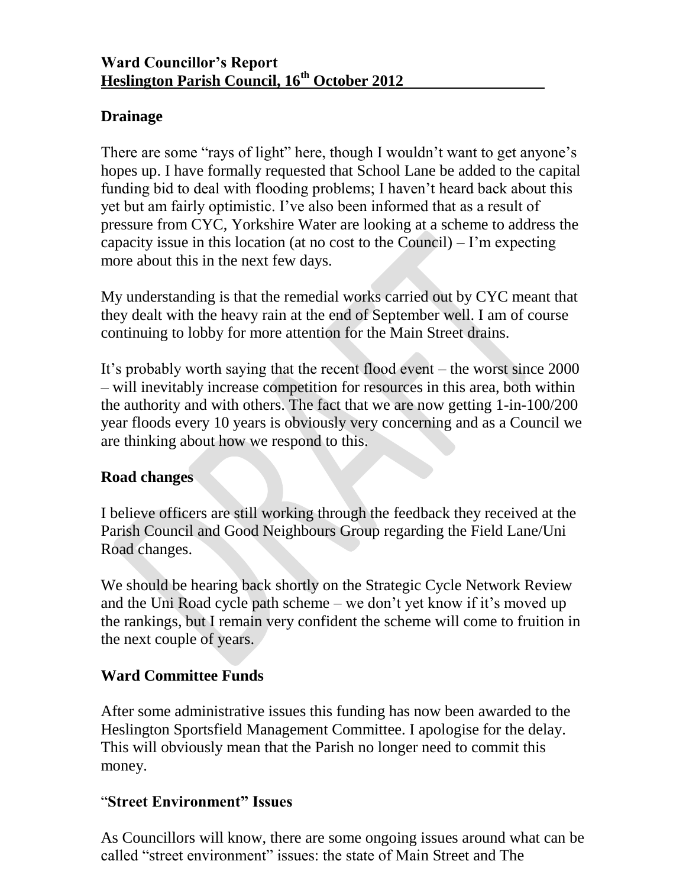**Ward Councillor's Report**
**Heslington Parish Council, 16th October 2012**

## Drainage

There are some "rays of light" here, though I wouldn't want to get anyone's hopes up. I have formally requested that School Lane be added to the capital funding bid to deal with flooding problems; I haven't heard back about this yet but am fairly optimistic. I've also been informed that as a result of pressure from CYC, Yorkshire Water are looking at a scheme to address the capacity issue in this location (at no cost to the Council) – I'm expecting more about this in the next few days.

My understanding is that the remedial works carried out by CYC meant that they dealt with the heavy rain at the end of September well. I am of course continuing to lobby for more attention for the Main Street drains.

It's probably worth saying that the recent flood event – the worst since 2000 – will inevitably increase competition for resources in this area, both within the authority and with others. The fact that we are now getting 1-in-100/200 year floods every 10 years is obviously very concerning and as a Council we are thinking about how we respond to this.

## Road changes

I believe officers are still working through the feedback they received at the Parish Council and Good Neighbours Group regarding the Field Lane/Uni Road changes.

We should be hearing back shortly on the Strategic Cycle Network Review and the Uni Road cycle path scheme – we don't yet know if it's moved up the rankings, but I remain very confident the scheme will come to fruition in the next couple of years.

## Ward Committee Funds

After some administrative issues this funding has now been awarded to the Heslington Sportsfield Management Committee. I apologise for the delay. This will obviously mean that the Parish no longer need to commit this money.

## "Street Environment" Issues

As Councillors will know, there are some ongoing issues around what can be called "street environment" issues: the state of Main Street and The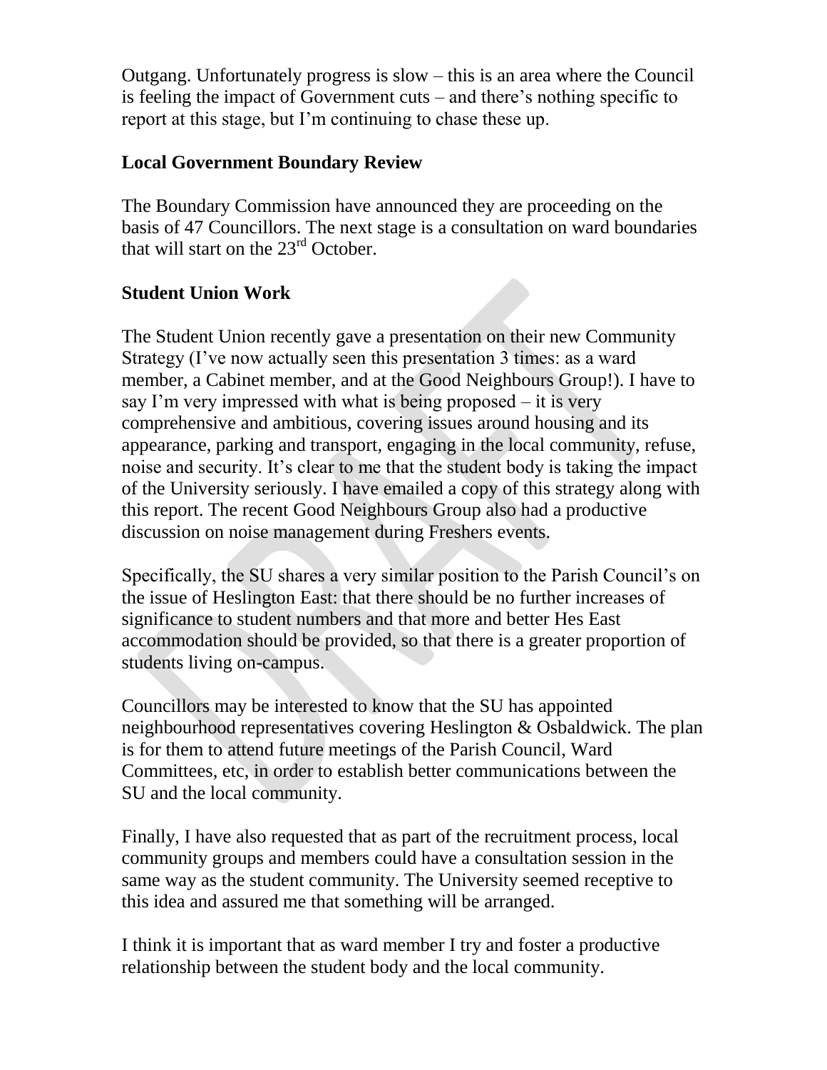Outgang. Unfortunately progress is slow – this is an area where the Council is feeling the impact of Government cuts – and there's nothing specific to report at this stage, but I'm continuing to chase these up.

**Local Government Boundary Review**

The Boundary Commission have announced they are proceeding on the basis of 47 Councillors. The next stage is a consultation on ward boundaries that will start on the 23rd October.

**Student Union Work**

The Student Union recently gave a presentation on their new Community Strategy (I've now actually seen this presentation 3 times: as a ward member, a Cabinet member, and at the Good Neighbours Group!). I have to say I'm very impressed with what is being proposed – it is very comprehensive and ambitious, covering issues around housing and its appearance, parking and transport, engaging in the local community, refuse, noise and security. It's clear to me that the student body is taking the impact of the University seriously. I have emailed a copy of this strategy along with this report. The recent Good Neighbours Group also had a productive discussion on noise management during Freshers events.

Specifically, the SU shares a very similar position to the Parish Council's on the issue of Heslington East: that there should be no further increases of significance to student numbers and that more and better Hes East accommodation should be provided, so that there is a greater proportion of students living on-campus.

Councillors may be interested to know that the SU has appointed neighbourhood representatives covering Heslington & Osbaldwick. The plan is for them to attend future meetings of the Parish Council, Ward Committees, etc, in order to establish better communications between the SU and the local community.

Finally, I have also requested that as part of the recruitment process, local community groups and members could have a consultation session in the same way as the student community. The University seemed receptive to this idea and assured me that something will be arranged.

I think it is important that as ward member I try and foster a productive relationship between the student body and the local community.